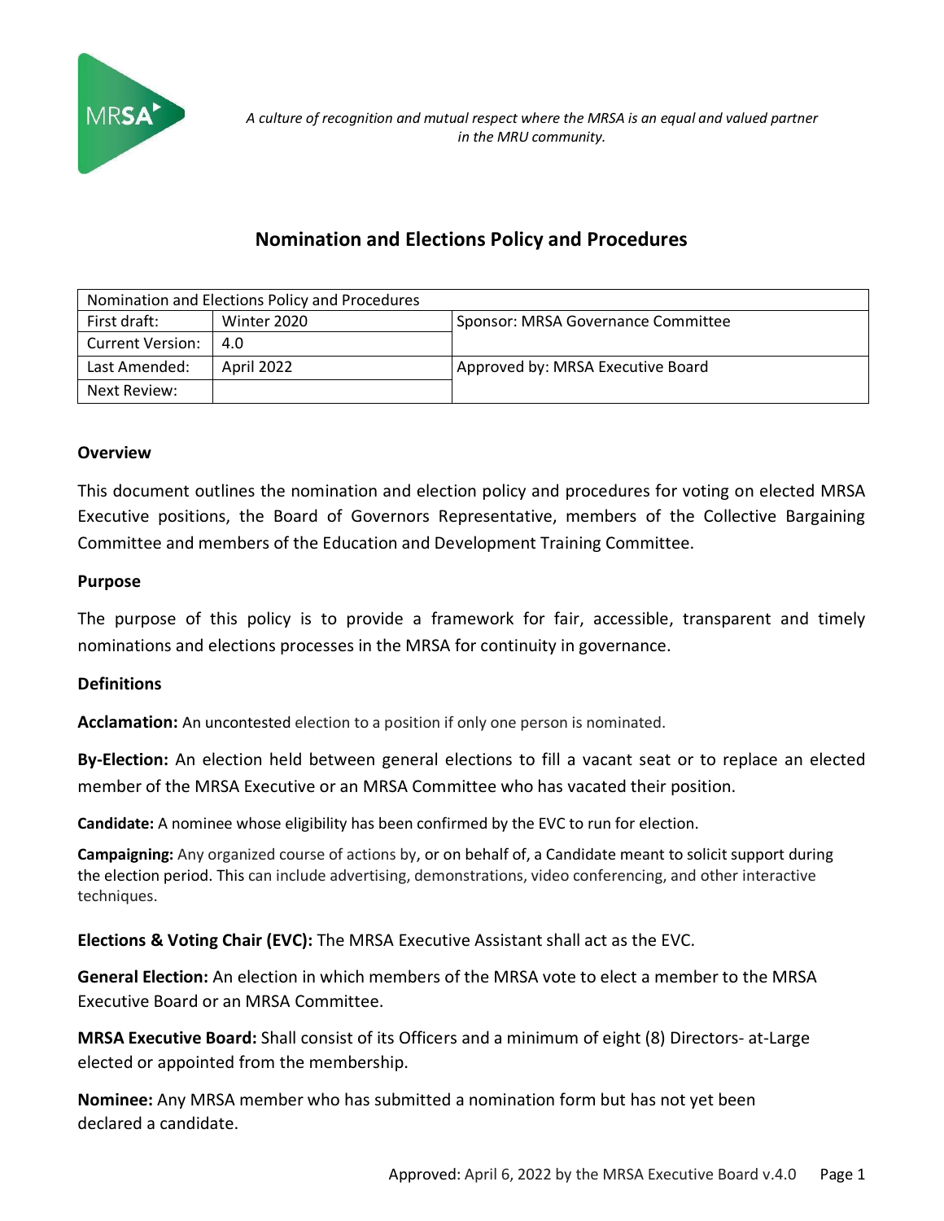*A culture of recognition and mutual respect where the MRSA is an equal and valued partner in the MRU community.*

# Nomination and Elections Policy and Procedures

| Nomination and Elections Policy and Procedures | | |
|---|---|---|
| First draft: | Winter 2020 | Sponsor: MRSA Governance Committee |
| Current Version: | 4.0 | |
| Last Amended: | April 2022 | Approved by: MRSA Executive Board |
| Next Review: | | |

### Overview

This document outlines the nomination and election policy and procedures for voting on elected MRSA Executive positions, the Board of Governors Representative, members of the Collective Bargaining Committee and members of the Education and Development Training Committee.

### Purpose

The purpose of this policy is to provide a framework for fair, accessible, transparent and timely nominations and elections processes in the MRSA for continuity in governance.

### Definitions

**Acclamation:** An uncontested election to a position if only one person is nominated.

**By-Election:** An election held between general elections to fill a vacant seat or to replace an elected member of the MRSA Executive or an MRSA Committee who has vacated their position.

**Candidate:** A nominee whose eligibility has been confirmed by the EVC to run for election.

**Campaigning:** Any organized course of actions by, or on behalf of, a Candidate meant to solicit support during the election period. This can include advertising, demonstrations, video conferencing, and other interactive techniques.

**Elections & Voting Chair (EVC):** The MRSA Executive Assistant shall act as the EVC.

**General Election:** An election in which members of the MRSA vote to elect a member to the MRSA Executive Board or an MRSA Committee.

**MRSA Executive Board:** Shall consist of its Officers and a minimum of eight (8) Directors- at-Large elected or appointed from the membership.

**Nominee:** Any MRSA member who has submitted a nomination form but has not yet been declared a candidate.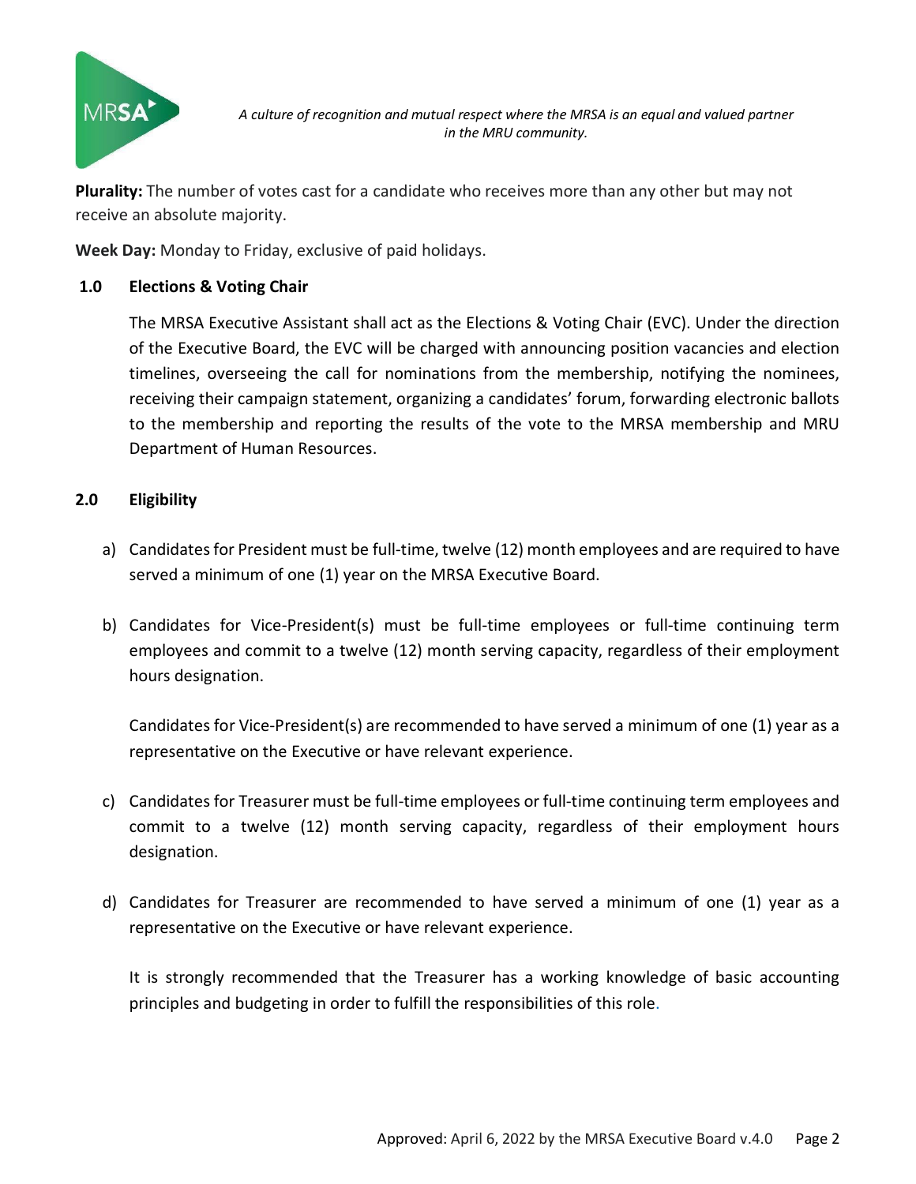**Plurality:** The number of votes cast for a candidate who receives more than any other but may not receive an absolute majority.

**Week Day:** Monday to Friday, exclusive of paid holidays.

## 1.0 Elections & Voting Chair

The MRSA Executive Assistant shall act as the Elections & Voting Chair (EVC). Under the direction of the Executive Board, the EVC will be charged with announcing position vacancies and election timelines, overseeing the call for nominations from the membership, notifying the nominees, receiving their campaign statement, organizing a candidates' forum, forwarding electronic ballots to the membership and reporting the results of the vote to the MRSA membership and MRU Department of Human Resources.

## 2.0 Eligibility

a) Candidates for President must be full-time, twelve (12) month employees and are required to have served a minimum of one (1) year on the MRSA Executive Board.

b) Candidates for Vice-President(s) must be full-time employees or full-time continuing term employees and commit to a twelve (12) month serving capacity, regardless of their employment hours designation.

   Candidates for Vice-President(s) are recommended to have served a minimum of one (1) year as a representative on the Executive or have relevant experience.

c) Candidates for Treasurer must be full-time employees or full-time continuing term employees and commit to a twelve (12) month serving capacity, regardless of their employment hours designation.

d) Candidates for Treasurer are recommended to have served a minimum of one (1) year as a representative on the Executive or have relevant experience.

   It is strongly recommended that the Treasurer has a working knowledge of basic accounting principles and budgeting in order to fulfill the responsibilities of this role.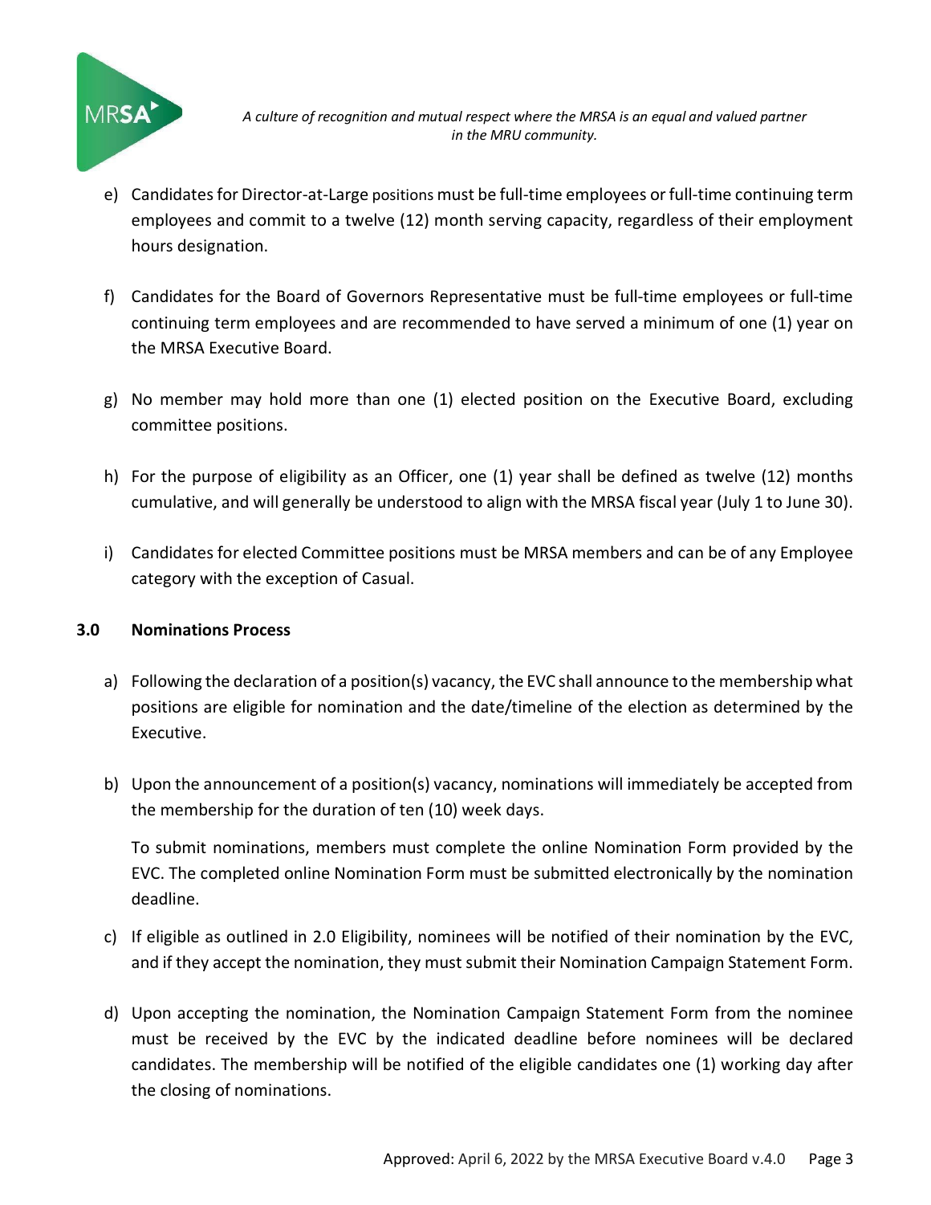e) Candidates for Director-at-Large positions must be full-time employees or full-time continuing term employees and commit to a twelve (12) month serving capacity, regardless of their employment hours designation.

f) Candidates for the Board of Governors Representative must be full-time employees or full-time continuing term employees and are recommended to have served a minimum of one (1) year on the MRSA Executive Board.

g) No member may hold more than one (1) elected position on the Executive Board, excluding committee positions.

h) For the purpose of eligibility as an Officer, one (1) year shall be defined as twelve (12) months cumulative, and will generally be understood to align with the MRSA fiscal year (July 1 to June 30).

i) Candidates for elected Committee positions must be MRSA members and can be of any Employee category with the exception of Casual.

## 3.0 Nominations Process

a) Following the declaration of a position(s) vacancy, the EVC shall announce to the membership what positions are eligible for nomination and the date/timeline of the election as determined by the Executive.

b) Upon the announcement of a position(s) vacancy, nominations will immediately be accepted from the membership for the duration of ten (10) week days.

   To submit nominations, members must complete the online Nomination Form provided by the EVC. The completed online Nomination Form must be submitted electronically by the nomination deadline.

c) If eligible as outlined in 2.0 Eligibility, nominees will be notified of their nomination by the EVC, and if they accept the nomination, they must submit their Nomination Campaign Statement Form.

d) Upon accepting the nomination, the Nomination Campaign Statement Form from the nominee must be received by the EVC by the indicated deadline before nominees will be declared candidates. The membership will be notified of the eligible candidates one (1) working day after the closing of nominations.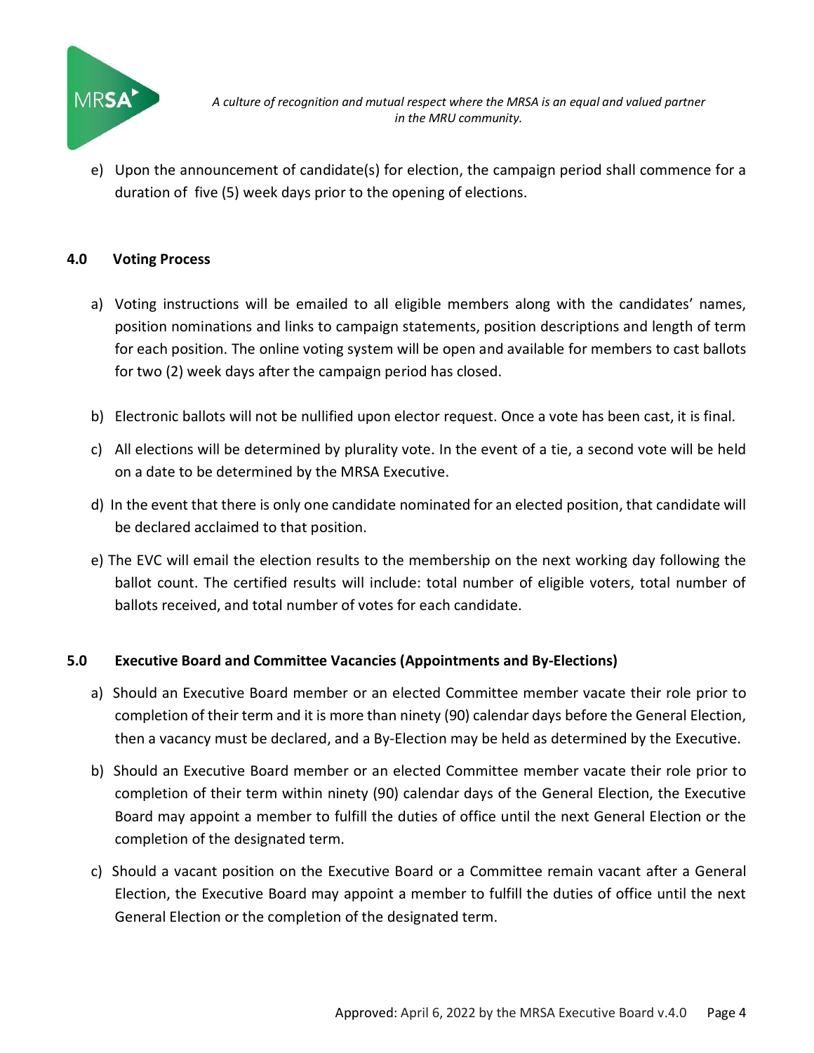e) Upon the announcement of candidate(s) for election, the campaign period shall commence for a duration of five (5) week days prior to the opening of elections.

## 4.0 Voting Process

a) Voting instructions will be emailed to all eligible members along with the candidates' names, position nominations and links to campaign statements, position descriptions and length of term for each position. The online voting system will be open and available for members to cast ballots for two (2) week days after the campaign period has closed.

b) Electronic ballots will not be nullified upon elector request. Once a vote has been cast, it is final.

c) All elections will be determined by plurality vote. In the event of a tie, a second vote will be held on a date to be determined by the MRSA Executive.

d) In the event that there is only one candidate nominated for an elected position, that candidate will be declared acclaimed to that position.

e) The EVC will email the election results to the membership on the next working day following the ballot count. The certified results will include: total number of eligible voters, total number of ballots received, and total number of votes for each candidate.

## 5.0 Executive Board and Committee Vacancies (Appointments and By-Elections)

a) Should an Executive Board member or an elected Committee member vacate their role prior to completion of their term and it is more than ninety (90) calendar days before the General Election, then a vacancy must be declared, and a By-Election may be held as determined by the Executive.

b) Should an Executive Board member or an elected Committee member vacate their role prior to completion of their term within ninety (90) calendar days of the General Election, the Executive Board may appoint a member to fulfill the duties of office until the next General Election or the completion of the designated term.

c) Should a vacant position on the Executive Board or a Committee remain vacant after a General Election, the Executive Board may appoint a member to fulfill the duties of office until the next General Election or the completion of the designated term.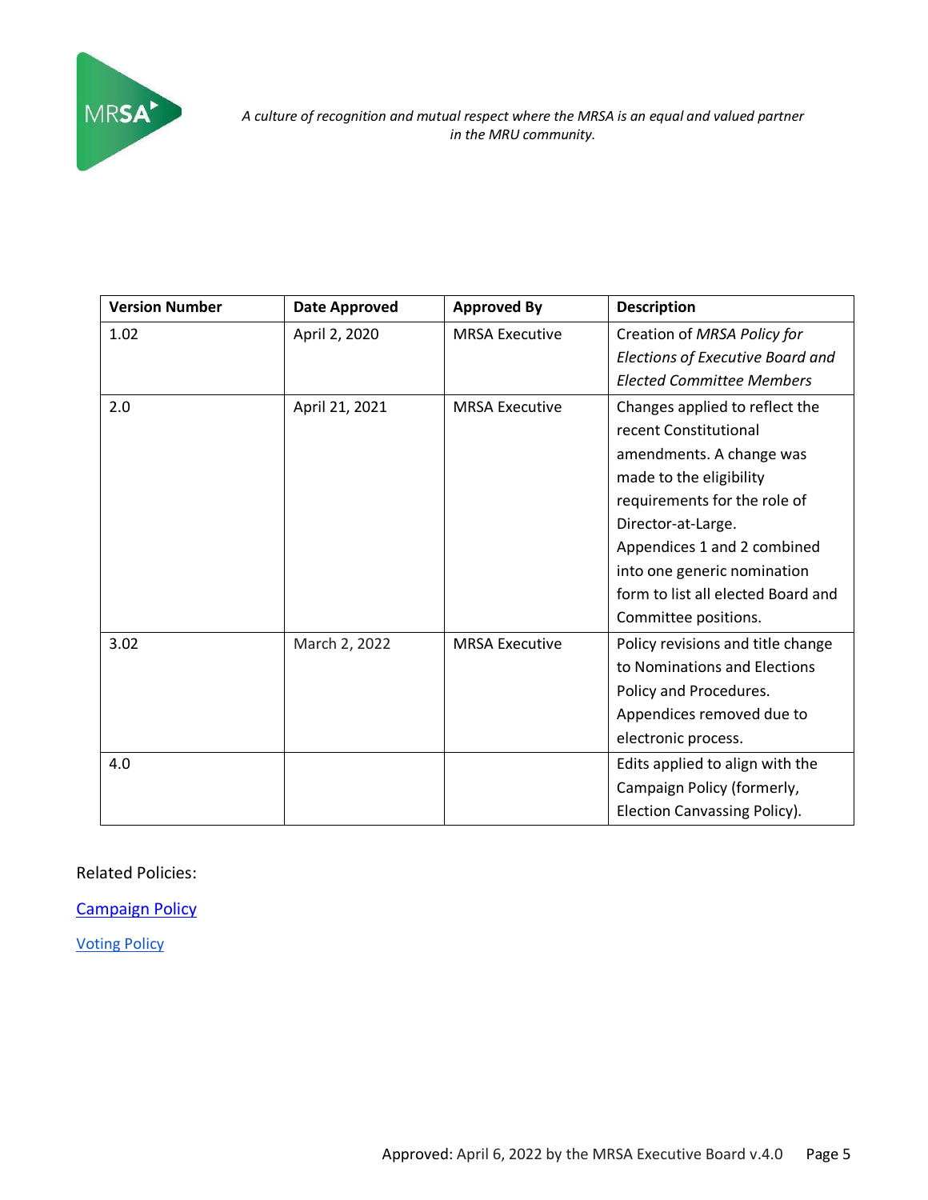*A culture of recognition and mutual respect where the MRSA is an equal and valued partner in the MRU community.*

| Version Number | Date Approved | Approved By | Description |
|---|---|---|---|
| 1.02 | April 2, 2020 | MRSA Executive | Creation of *MRSA Policy for Elections of Executive Board and Elected Committee Members* |
| 2.0 | April 21, 2021 | MRSA Executive | Changes applied to reflect the recent Constitutional amendments. A change was made to the eligibility requirements for the role of Director-at-Large. Appendices 1 and 2 combined into one generic nomination form to list all elected Board and Committee positions. |
| 3.02 | March 2, 2022 | MRSA Executive | Policy revisions and title change to Nominations and Elections Policy and Procedures. Appendices removed due to electronic process. |
| 4.0 | | | Edits applied to align with the Campaign Policy (formerly, Election Canvassing Policy). |

Related Policies:

[Campaign Policy]()

[Voting Policy]()

Approved: April 6, 2022 by the MRSA Executive Board v.4.0